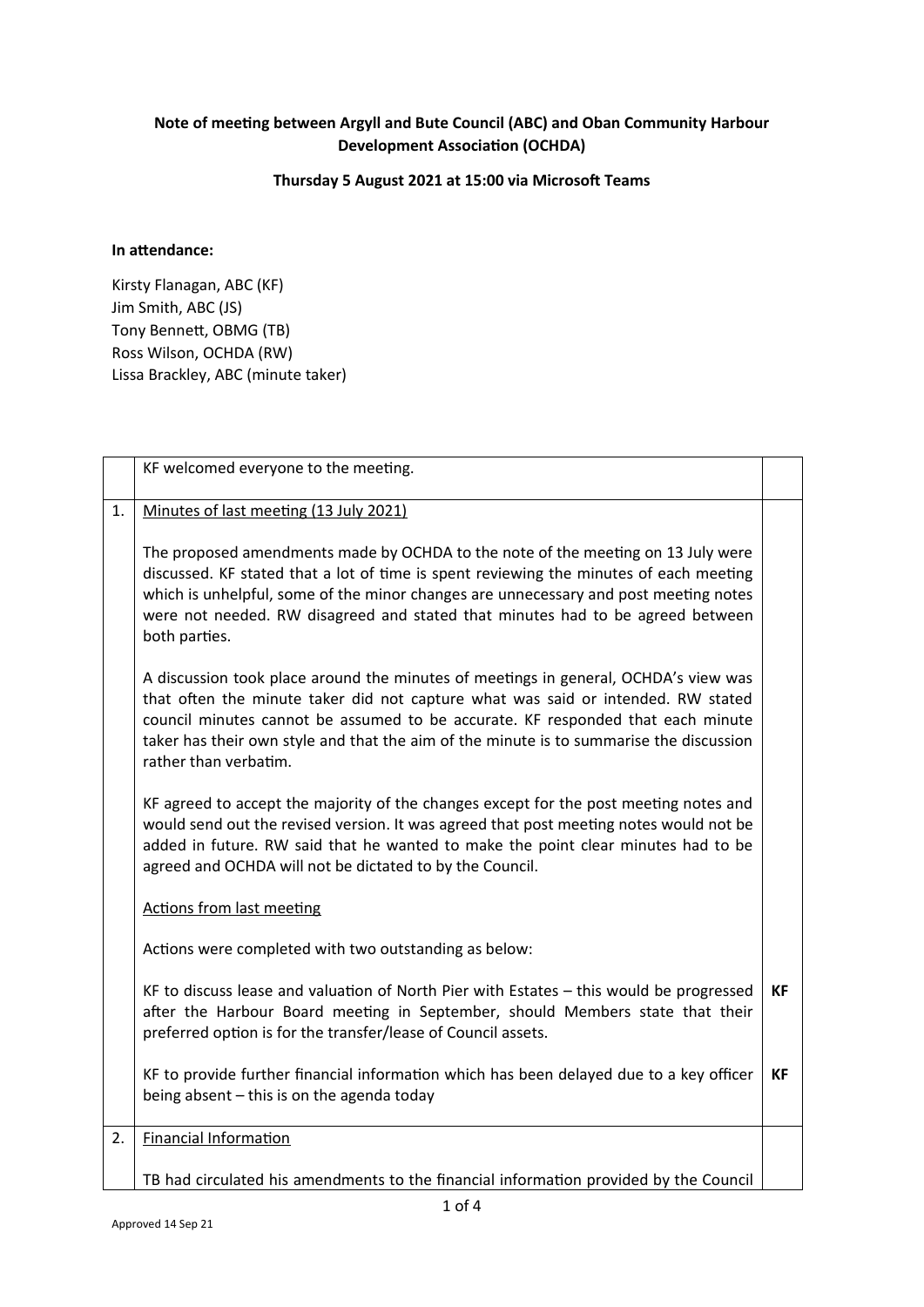**Note of meeting between Argyll and Bute Council (ABC) and Oban Community Harbour Development Association (OCHDA)**

**Thursday 5 August 2021 at 15:00 via Microsoft Teams**

**In attendance:**

Kirsty Flanagan, ABC (KF)
Jim Smith, ABC (JS)
Tony Bennett, OBMG (TB)
Ross Wilson, OCHDA (RW)
Lissa Brackley, ABC (minute taker)

| | | |
|---|---|---|
| | KF welcomed everyone to the meeting. | |
| 1. | <u>Minutes of last meeting (13 July 2021)</u><br><br>The proposed amendments made by OCHDA to the note of the meeting on 13 July were discussed. KF stated that a lot of time is spent reviewing the minutes of each meeting which is unhelpful, some of the minor changes are unnecessary and post meeting notes were not needed. RW disagreed and stated that minutes had to be agreed between both parties.<br><br>A discussion took place around the minutes of meetings in general, OCHDA's view was that often the minute taker did not capture what was said or intended. RW stated council minutes cannot be assumed to be accurate. KF responded that each minute taker has their own style and that the aim of the minute is to summarise the discussion rather than verbatim.<br><br>KF agreed to accept the majority of the changes except for the post meeting notes and would send out the revised version. It was agreed that post meeting notes would not be added in future. RW said that he wanted to make the point clear minutes had to be agreed and OCHDA will not be dictated to by the Council.<br><br><u>Actions from last meeting</u><br><br>Actions were completed with two outstanding as below:<br><br>KF to discuss lease and valuation of North Pier with Estates – this would be progressed after the Harbour Board meeting in September, should Members state that their preferred option is for the transfer/lease of Council assets.<br><br>KF to provide further financial information which has been delayed due to a key officer being absent – this is on the agenda today | <br><br><br><br><br><br><br><br><br><br><br><br><br><br><br><br><br><br><br><br><br><br>**KF**<br><br><br><br>**KF** |
| 2. | <u>Financial Information</u><br><br>TB had circulated his amendments to the financial information provided by the Council | |

Approved 14 Sep 21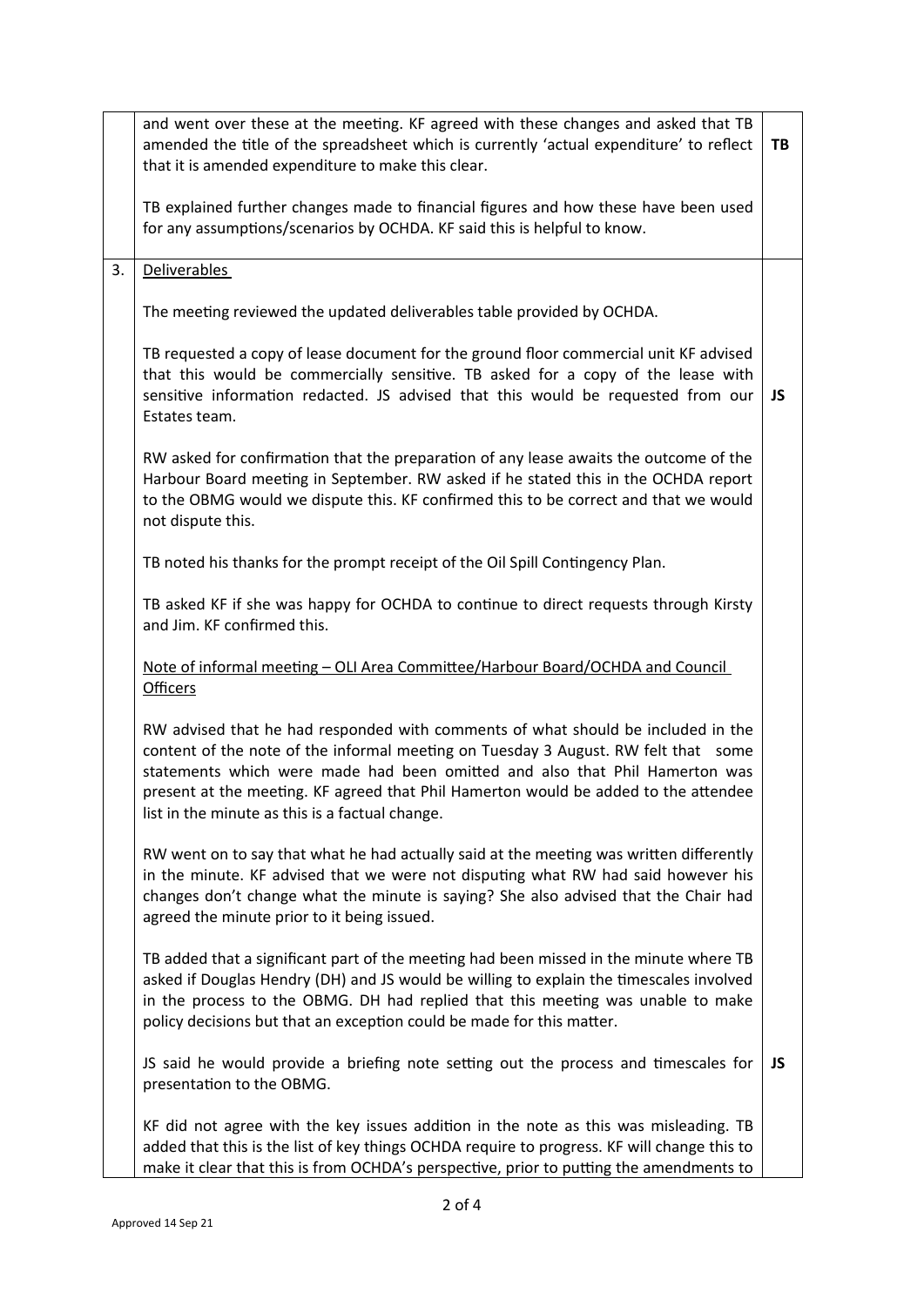| | | |
|---|---|---|
| | and went over these at the meeting. KF agreed with these changes and asked that TB amended the title of the spreadsheet which is currently 'actual expenditure' to reflect that it is amended expenditure to make this clear.<br><br>TB explained further changes made to financial figures and how these have been used for any assumptions/scenarios by OCHDA. KF said this is helpful to know. | **TB** |
| 3. | <u>Deliverables</u><br><br>The meeting reviewed the updated deliverables table provided by OCHDA.<br><br>TB requested a copy of lease document for the ground floor commercial unit KF advised that this would be commercially sensitive. TB asked for a copy of the lease with sensitive information redacted. JS advised that this would be requested from our Estates team.<br><br>RW asked for confirmation that the preparation of any lease awaits the outcome of the Harbour Board meeting in September. RW asked if he stated this in the OCHDA report to the OBMG would we dispute this. KF confirmed this to be correct and that we would not dispute this.<br><br>TB noted his thanks for the prompt receipt of the Oil Spill Contingency Plan.<br><br>TB asked KF if she was happy for OCHDA to continue to direct requests through Kirsty and Jim. KF confirmed this.<br><br><u>Note of informal meeting – OLI Area Committee/Harbour Board/OCHDA and Council Officers</u><br><br>RW advised that he had responded with comments of what should be included in the content of the note of the informal meeting on Tuesday 3 August. RW felt that some statements which were made had been omitted and also that Phil Hamerton was present at the meeting. KF agreed that Phil Hamerton would be added to the attendee list in the minute as this is a factual change.<br><br>RW went on to say that what he had actually said at the meeting was written differently in the minute. KF advised that we were not disputing what RW had said however his changes don't change what the minute is saying? She also advised that the Chair had agreed the minute prior to it being issued.<br><br>TB added that a significant part of the meeting had been missed in the minute where TB asked if Douglas Hendry (DH) and JS would be willing to explain the timescales involved in the process to the OBMG. DH had replied that this meeting was unable to make policy decisions but that an exception could be made for this matter.<br><br>JS said he would provide a briefing note setting out the process and timescales for presentation to the OBMG.<br><br>KF did not agree with the key issues addition in the note as this was misleading. TB added that this is the list of key things OCHDA require to progress. KF will change this to make it clear that this is from OCHDA's perspective, prior to putting the amendments to | **JS**<br><br>**JS** |

Approved 14 Sep 21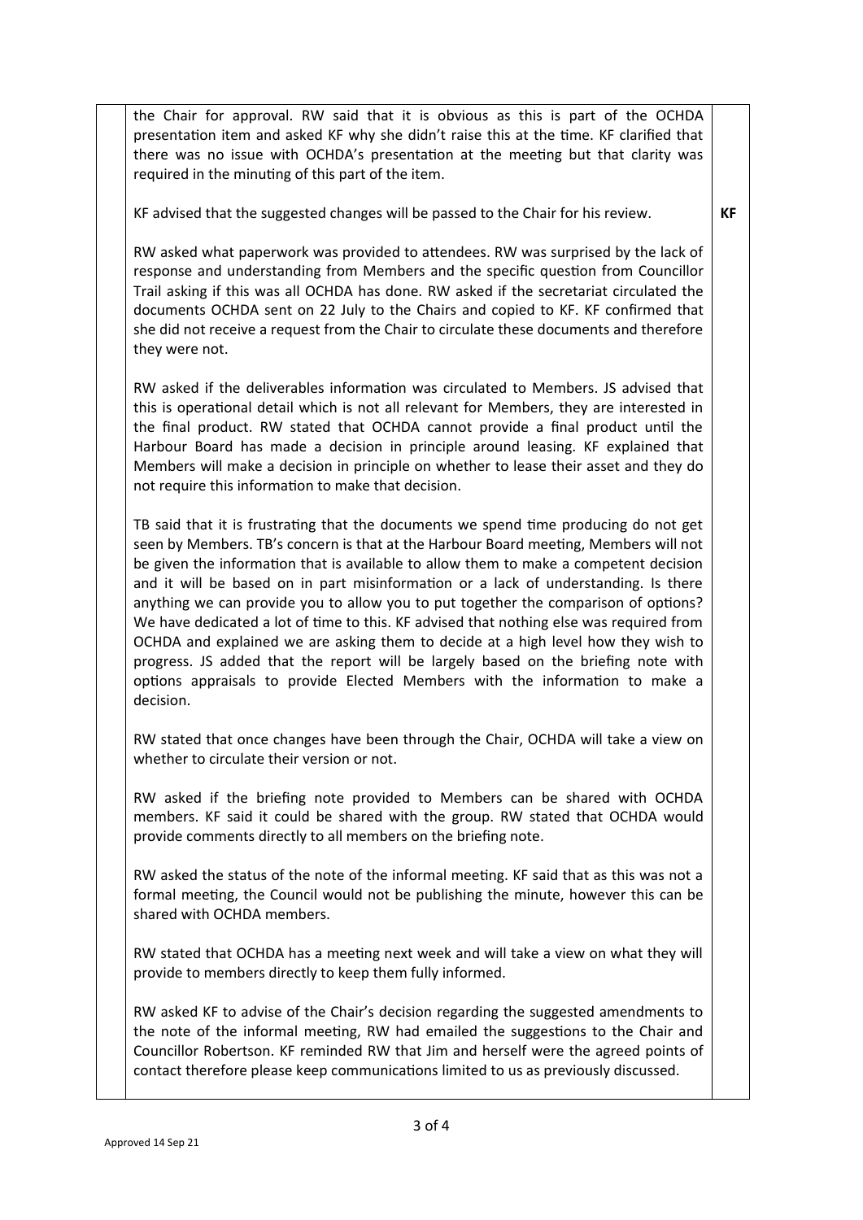| | | |
|---|---|---|
| | the Chair for approval. RW said that it is obvious as this is part of the OCHDA presentation item and asked KF why she didn't raise this at the time. KF clarified that there was no issue with OCHDA's presentation at the meeting but that clarity was required in the minuting of this part of the item.<br><br>KF advised that the suggested changes will be passed to the Chair for his review.<br><br>RW asked what paperwork was provided to attendees. RW was surprised by the lack of response and understanding from Members and the specific question from Councillor Trail asking if this was all OCHDA has done. RW asked if the secretariat circulated the documents OCHDA sent on 22 July to the Chairs and copied to KF. KF confirmed that she did not receive a request from the Chair to circulate these documents and therefore they were not.<br><br>RW asked if the deliverables information was circulated to Members. JS advised that this is operational detail which is not all relevant for Members, they are interested in the final product. RW stated that OCHDA cannot provide a final product until the Harbour Board has made a decision in principle around leasing. KF explained that Members will make a decision in principle on whether to lease their asset and they do not require this information to make that decision.<br><br>TB said that it is frustrating that the documents we spend time producing do not get seen by Members. TB's concern is that at the Harbour Board meeting, Members will not be given the information that is available to allow them to make a competent decision and it will be based on in part misinformation or a lack of understanding. Is there anything we can provide you to allow you to put together the comparison of options? We have dedicated a lot of time to this. KF advised that nothing else was required from OCHDA and explained we are asking them to decide at a high level how they wish to progress. JS added that the report will be largely based on the briefing note with options appraisals to provide Elected Members with the information to make a decision.<br><br>RW stated that once changes have been through the Chair, OCHDA will take a view on whether to circulate their version or not.<br><br>RW asked if the briefing note provided to Members can be shared with OCHDA members. KF said it could be shared with the group. RW stated that OCHDA would provide comments directly to all members on the briefing note.<br><br>RW asked the status of the note of the informal meeting. KF said that as this was not a formal meeting, the Council would not be publishing the minute, however this can be shared with OCHDA members.<br><br>RW stated that OCHDA has a meeting next week and will take a view on what they will provide to members directly to keep them fully informed.<br><br>RW asked KF to advise of the Chair's decision regarding the suggested amendments to the note of the informal meeting, RW had emailed the suggestions to the Chair and Councillor Robertson. KF reminded RW that Jim and herself were the agreed points of contact therefore please keep communications limited to us as previously discussed. | **KF** |

Approved 14 Sep 21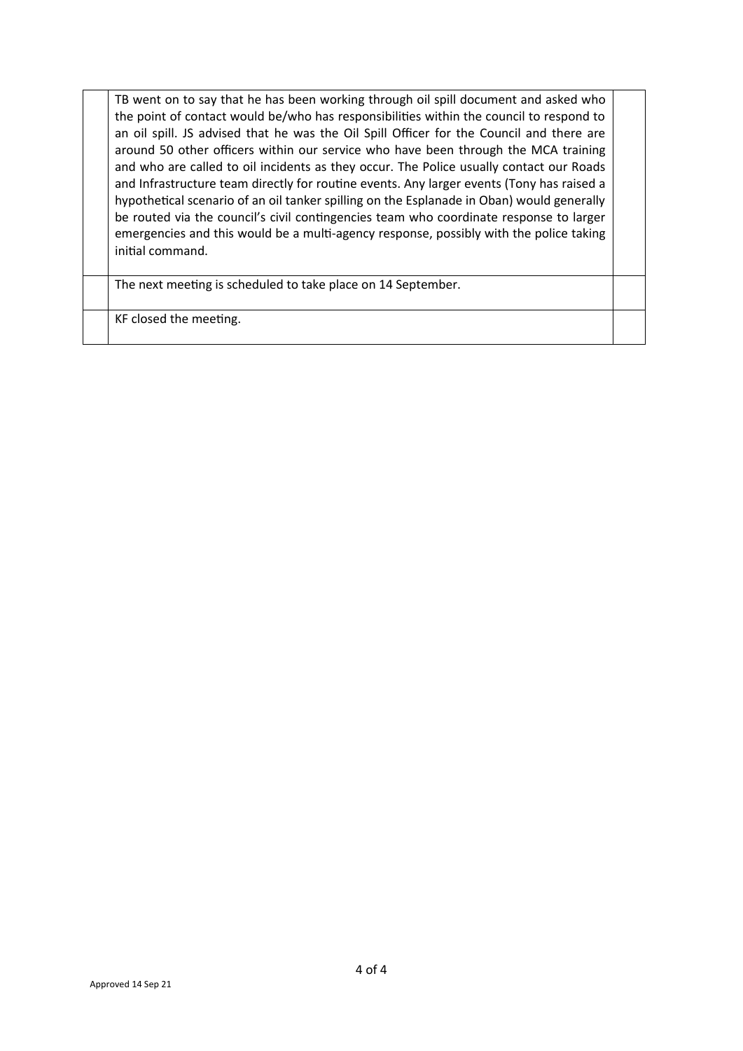| | | |
|---|---|---|
| | TB went on to say that he has been working through oil spill document and asked who the point of contact would be/who has responsibilities within the council to respond to an oil spill. JS advised that he was the Oil Spill Officer for the Council and there are around 50 other officers within our service who have been through the MCA training and who are called to oil incidents as they occur. The Police usually contact our Roads and Infrastructure team directly for routine events. Any larger events (Tony has raised a hypothetical scenario of an oil tanker spilling on the Esplanade in Oban) would generally be routed via the council's civil contingencies team who coordinate response to larger emergencies and this would be a multi-agency response, possibly with the police taking initial command. | |
| | The next meeting is scheduled to take place on 14 September. | |
| | KF closed the meeting. | |

Approved 14 Sep 21